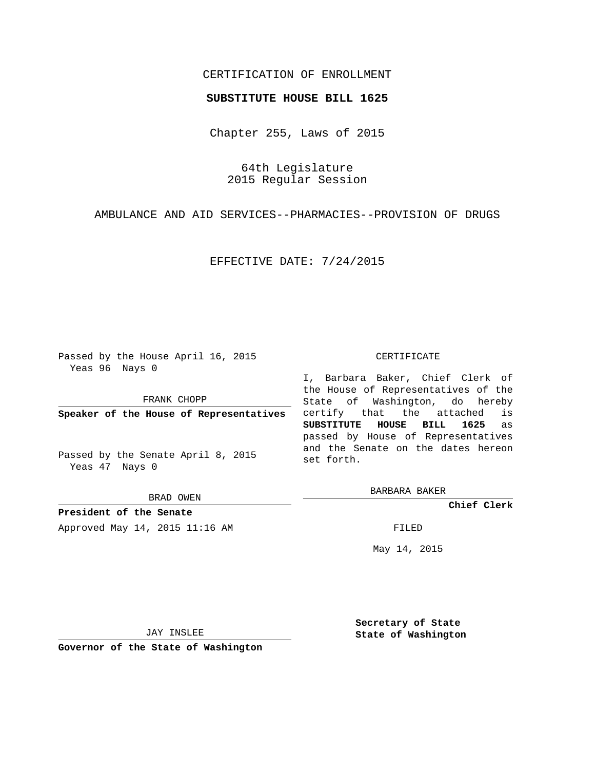CERTIFICATION OF ENROLLMENT

**SUBSTITUTE HOUSE BILL 1625**

Chapter 255, Laws of 2015

64th Legislature
2015 Regular Session

AMBULANCE AND AID SERVICES--PHARMACIES--PROVISION OF DRUGS

EFFECTIVE DATE: 7/24/2015

Passed by the House April 16, 2015
Yeas 96 Nays 0

FRANK CHOPP

**Speaker of the House of Representatives**

Passed by the Senate April 8, 2015
Yeas 47 Nays 0

BRAD OWEN

**President of the Senate**

Approved May 14, 2015 11:16 AM

JAY INSLEE

**Governor of the State of Washington**

CERTIFICATE

I, Barbara Baker, Chief Clerk of the House of Representatives of the State of Washington, do hereby certify that the attached is **SUBSTITUTE HOUSE BILL 1625** as passed by House of Representatives and the Senate on the dates hereon set forth.

BARBARA BAKER

**Chief Clerk**

FILED

May 14, 2015

**Secretary of State**
**State of Washington**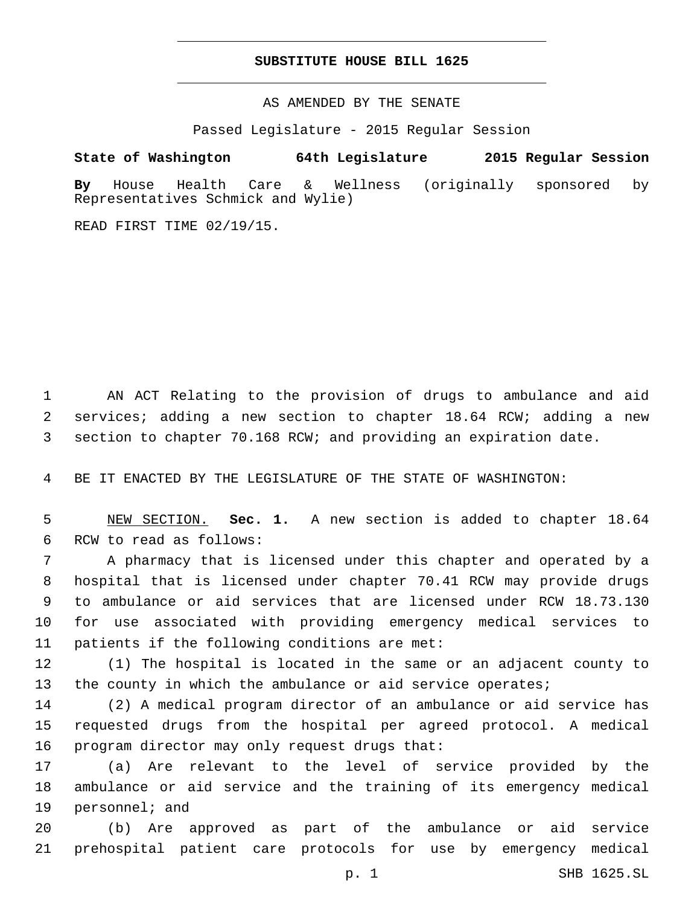# SUBSTITUTE HOUSE BILL 1625

AS AMENDED BY THE SENATE

Passed Legislature - 2015 Regular Session

**State of Washington 64th Legislature 2015 Regular Session**

**By** House Health Care & Wellness (originally sponsored by Representatives Schmick and Wylie)

READ FIRST TIME 02/19/15.

AN ACT Relating to the provision of drugs to ambulance and aid services; adding a new section to chapter 18.64 RCW; adding a new section to chapter 70.168 RCW; and providing an expiration date.

BE IT ENACTED BY THE LEGISLATURE OF THE STATE OF WASHINGTON:

NEW SECTION. **Sec. 1.** A new section is added to chapter 18.64 RCW to read as follows:

A pharmacy that is licensed under this chapter and operated by a hospital that is licensed under chapter 70.41 RCW may provide drugs to ambulance or aid services that are licensed under RCW 18.73.130 for use associated with providing emergency medical services to patients if the following conditions are met:

(1) The hospital is located in the same or an adjacent county to the county in which the ambulance or aid service operates;

(2) A medical program director of an ambulance or aid service has requested drugs from the hospital per agreed protocol. A medical program director may only request drugs that:

(a) Are relevant to the level of service provided by the ambulance or aid service and the training of its emergency medical personnel; and

(b) Are approved as part of the ambulance or aid service prehospital patient care protocols for use by emergency medical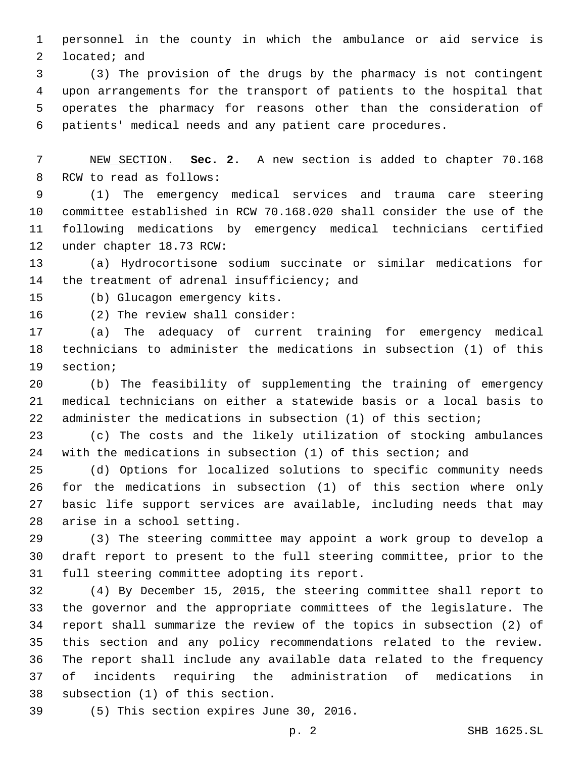personnel in the county in which the ambulance or aid service is located; and

(3) The provision of the drugs by the pharmacy is not contingent upon arrangements for the transport of patients to the hospital that operates the pharmacy for reasons other than the consideration of patients' medical needs and any patient care procedures.

NEW SECTION. **Sec. 2.** A new section is added to chapter 70.168 RCW to read as follows:

(1) The emergency medical services and trauma care steering committee established in RCW 70.168.020 shall consider the use of the following medications by emergency medical technicians certified under chapter 18.73 RCW:

(a) Hydrocortisone sodium succinate or similar medications for the treatment of adrenal insufficiency; and

(b) Glucagon emergency kits.

(2) The review shall consider:

(a) The adequacy of current training for emergency medical technicians to administer the medications in subsection (1) of this section;

(b) The feasibility of supplementing the training of emergency medical technicians on either a statewide basis or a local basis to administer the medications in subsection (1) of this section;

(c) The costs and the likely utilization of stocking ambulances with the medications in subsection (1) of this section; and

(d) Options for localized solutions to specific community needs for the medications in subsection (1) of this section where only basic life support services are available, including needs that may arise in a school setting.

(3) The steering committee may appoint a work group to develop a draft report to present to the full steering committee, prior to the full steering committee adopting its report.

(4) By December 15, 2015, the steering committee shall report to the governor and the appropriate committees of the legislature. The report shall summarize the review of the topics in subsection (2) of this section and any policy recommendations related to the review. The report shall include any available data related to the frequency of incidents requiring the administration of medications in subsection (1) of this section.

(5) This section expires June 30, 2016.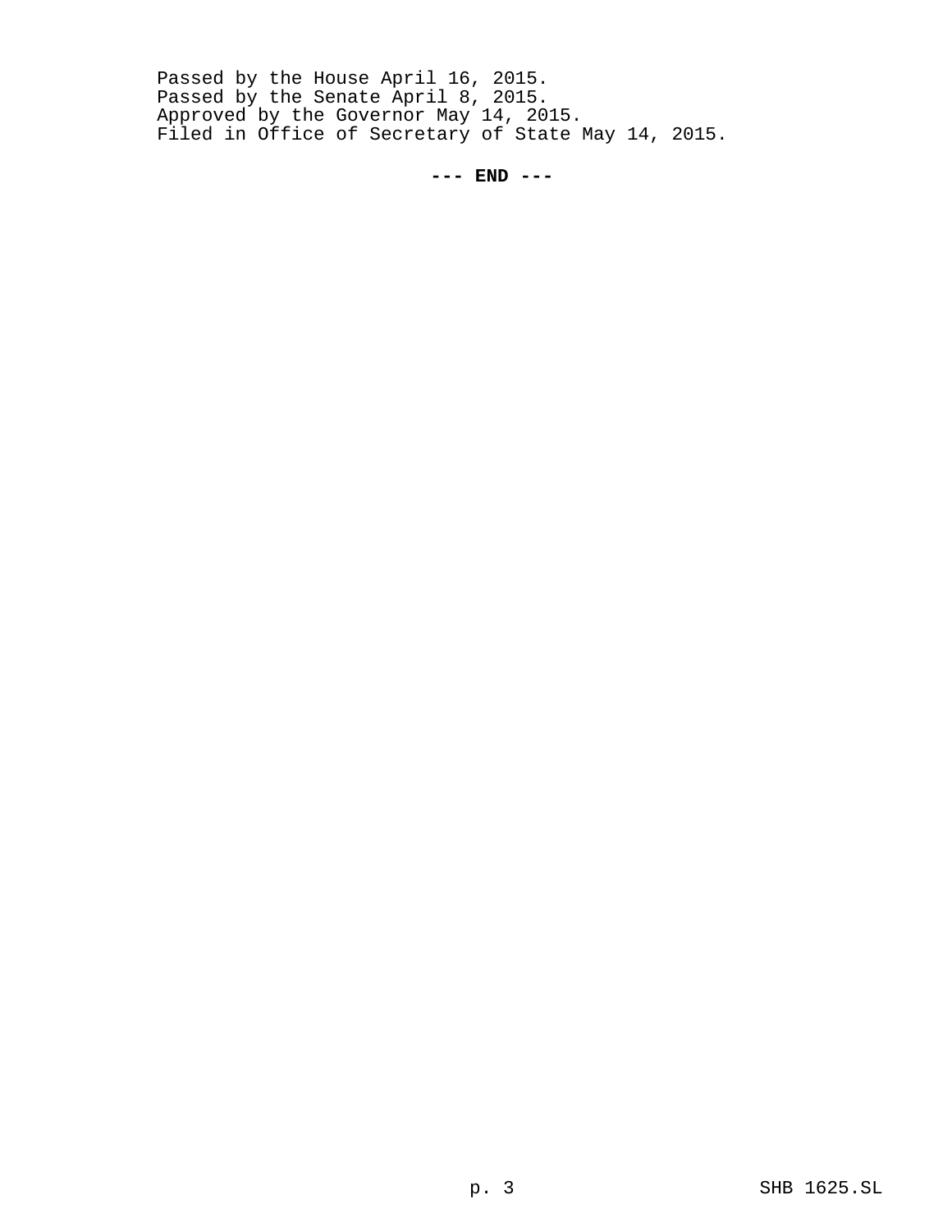Passed by the House April 16, 2015.
Passed by the Senate April 8, 2015.
Approved by the Governor May 14, 2015.
Filed in Office of Secretary of State May 14, 2015.

**--- END ---**